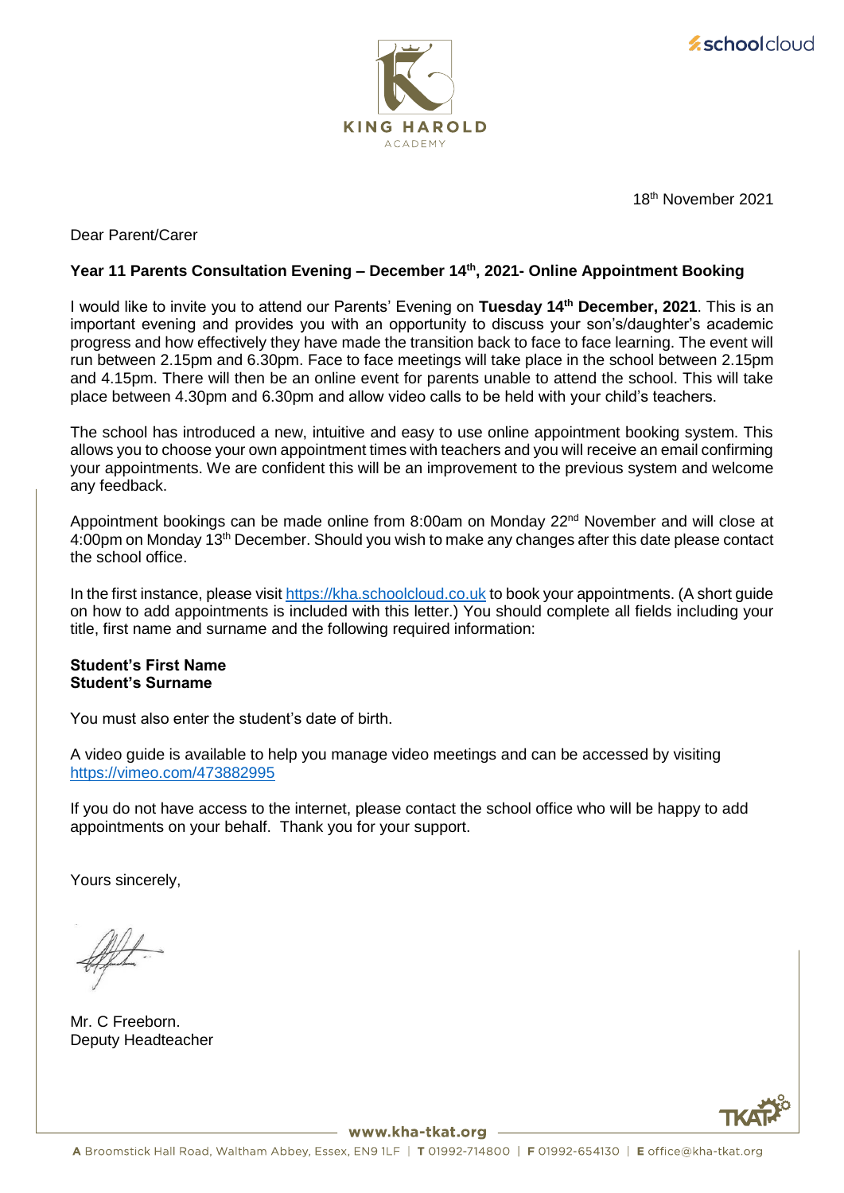KING HAROLD ACADEMY

18th November 2021

Dear Parent/Carer

**Year 11 Parents Consultation Evening – December 14th, 2021- Online Appointment Booking**

I would like to invite you to attend our Parents' Evening on **Tuesday 14th December, 2021**. This is an important evening and provides you with an opportunity to discuss your son's/daughter's academic progress and how effectively they have made the transition back to face to face learning. The event will run between 2.15pm and 6.30pm. Face to face meetings will take place in the school between 2.15pm and 4.15pm. There will then be an online event for parents unable to attend the school. This will take place between 4.30pm and 6.30pm and allow video calls to be held with your child's teachers.

The school has introduced a new, intuitive and easy to use online appointment booking system. This allows you to choose your own appointment times with teachers and you will receive an email confirming your appointments. We are confident this will be an improvement to the previous system and welcome any feedback.

Appointment bookings can be made online from 8:00am on Monday 22nd November and will close at 4:00pm on Monday 13th December. Should you wish to make any changes after this date please contact the school office.

In the first instance, please visit https://kha.schoolcloud.co.uk to book your appointments. (A short guide on how to add appointments is included with this letter.) You should complete all fields including your title, first name and surname and the following required information:

**Student's First Name**
**Student's Surname**

You must also enter the student's date of birth.

A video guide is available to help you manage video meetings and can be accessed by visiting https://vimeo.com/473882995

If you do not have access to the internet, please contact the school office who will be happy to add appointments on your behalf. Thank you for your support.

Yours sincerely,

Mr. C Freeborn.
Deputy Headteacher

www.kha-tkat.org

A Broomstick Hall Road, Waltham Abbey, Essex, EN9 1LF | T 01992-714800 | F 01992-654130 | E office@kha-tkat.org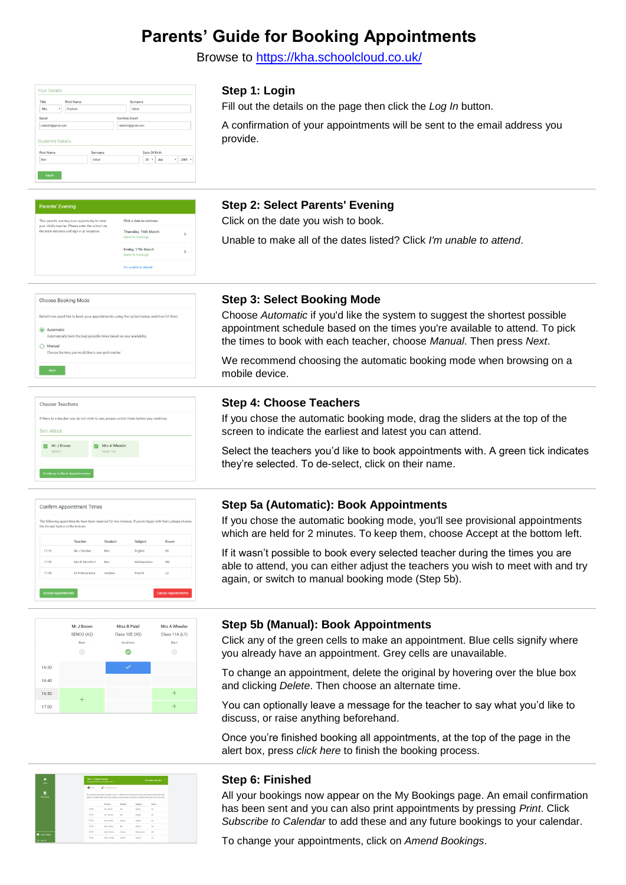# Parents' Guide for Booking Appointments

Browse to https://kha.schoolcloud.co.uk/

### Step 1: Login

Fill out the details on the page then click the *Log In* button.

A confirmation of your appointments will be sent to the email address you provide.

### Step 2: Select Parents' Evening

Click on the date you wish to book.

Unable to make all of the dates listed? Click *I'm unable to attend*.

### Step 3: Select Booking Mode

Choose *Automatic* if you'd like the system to suggest the shortest possible appointment schedule based on the times you're available to attend. To pick the times to book with each teacher, choose *Manual*. Then press *Next*.

We recommend choosing the automatic booking mode when browsing on a mobile device.

### Step 4: Choose Teachers

If you chose the automatic booking mode, drag the sliders at the top of the screen to indicate the earliest and latest you can attend.

Select the teachers you'd like to book appointments with. A green tick indicates they're selected. To de-select, click on their name.

### Step 5a (Automatic): Book Appointments

If you chose the automatic booking mode, you'll see provisional appointments which are held for 2 minutes. To keep them, choose Accept at the bottom left.

If it wasn't possible to book every selected teacher during the times you are able to attend, you can either adjust the teachers you wish to meet with and try again, or switch to manual booking mode (Step 5b).

### Step 5b (Manual): Book Appointments

Click any of the green cells to make an appointment. Blue cells signify where you already have an appointment. Grey cells are unavailable.

To change an appointment, delete the original by hovering over the blue box and clicking *Delete*. Then choose an alternate time.

You can optionally leave a message for the teacher to say what you'd like to discuss, or raise anything beforehand.

Once you're finished booking all appointments, at the top of the page in the alert box, press *click here* to finish the booking process.

### Step 6: Finished

All your bookings now appear on the My Bookings page. An email confirmation has been sent and you can also print appointments by pressing *Print*. Click *Subscribe to Calendar* to add these and any future bookings to your calendar.

To change your appointments, click on *Amend Bookings*.